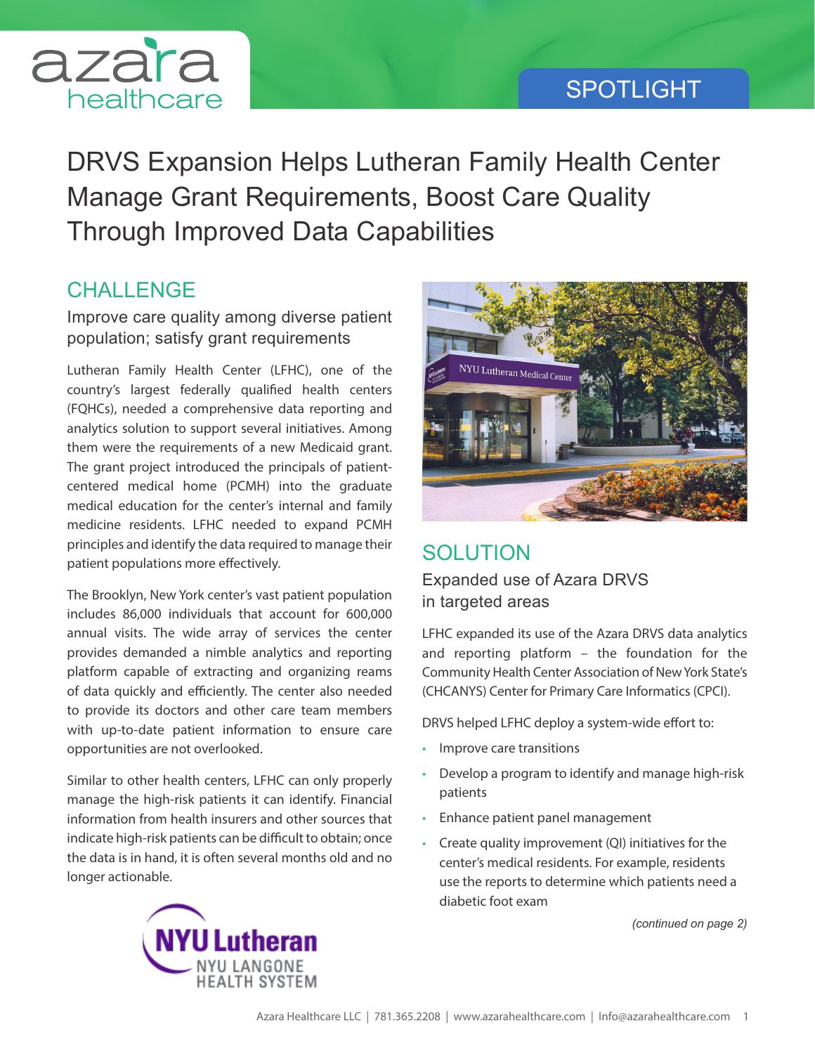SPOTLIGHT

# DRVS Expansion Helps Lutheran Family Health Center Manage Grant Requirements, Boost Care Quality Through Improved Data Capabilities

## CHALLENGE

### Improve care quality among diverse patient population; satisfy grant requirements

Lutheran Family Health Center (LFHC), one of the country's largest federally qualified health centers (FQHCs), needed a comprehensive data reporting and analytics solution to support several initiatives. Among them were the requirements of a new Medicaid grant. The grant project introduced the principals of patient-centered medical home (PCMH) into the graduate medical education for the center's internal and family medicine residents. LFHC needed to expand PCMH principles and identify the data required to manage their patient populations more effectively.

The Brooklyn, New York center's vast patient population includes 86,000 individuals that account for 600,000 annual visits. The wide array of services the center provides demanded a nimble analytics and reporting platform capable of extracting and organizing reams of data quickly and efficiently. The center also needed to provide its doctors and other care team members with up-to-date patient information to ensure care opportunities are not overlooked.

Similar to other health centers, LFHC can only properly manage the high-risk patients it can identify. Financial information from health insurers and other sources that indicate high-risk patients can be difficult to obtain; once the data is in hand, it is often several months old and no longer actionable.

## SOLUTION

### Expanded use of Azara DRVS in targeted areas

LFHC expanded its use of the Azara DRVS data analytics and reporting platform – the foundation for the Community Health Center Association of New York State's (CHCANYS) Center for Primary Care Informatics (CPCI).

DRVS helped LFHC deploy a system-wide effort to:

- Improve care transitions
- Develop a program to identify and manage high-risk patients
- Enhance patient panel management
- Create quality improvement (QI) initiatives for the center's medical residents. For example, residents use the reports to determine which patients need a diabetic foot exam

*(continued on page 2)*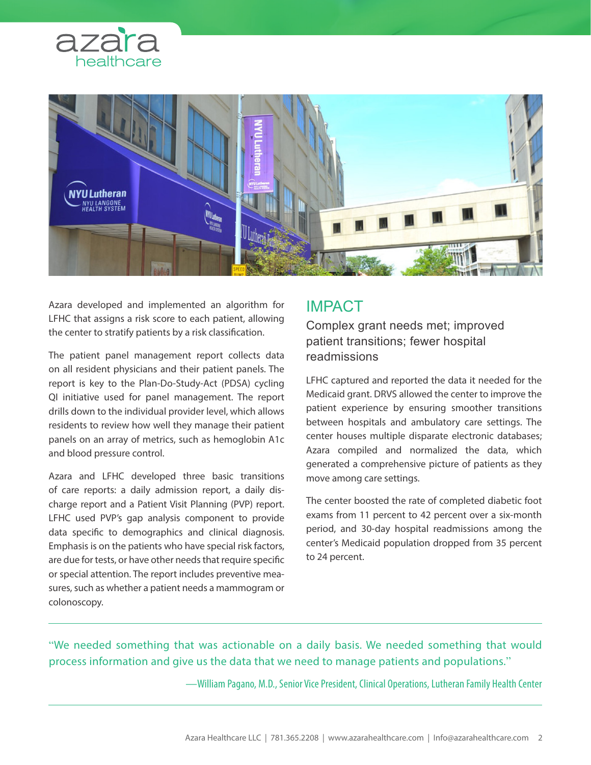Azara developed and implemented an algorithm for LFHC that assigns a risk score to each patient, allowing the center to stratify patients by a risk classification.

The patient panel management report collects data on all resident physicians and their patient panels. The report is key to the Plan-Do-Study-Act (PDSA) cycling QI initiative used for panel management. The report drills down to the individual provider level, which allows residents to review how well they manage their patient panels on an array of metrics, such as hemoglobin A1c and blood pressure control.

Azara and LFHC developed three basic transitions of care reports: a daily admission report, a daily discharge report and a Patient Visit Planning (PVP) report. LFHC used PVP's gap analysis component to provide data specific to demographics and clinical diagnosis. Emphasis is on the patients who have special risk factors, are due for tests, or have other needs that require specific or special attention. The report includes preventive measures, such as whether a patient needs a mammogram or colonoscopy.

## IMPACT

### Complex grant needs met; improved patient transitions; fewer hospital readmissions

LFHC captured and reported the data it needed for the Medicaid grant. DRVS allowed the center to improve the patient experience by ensuring smoother transitions between hospitals and ambulatory care settings. The center houses multiple disparate electronic databases; Azara compiled and normalized the data, which generated a comprehensive picture of patients as they move among care settings.

The center boosted the rate of completed diabetic foot exams from 11 percent to 42 percent over a six-month period, and 30-day hospital readmissions among the center's Medicaid population dropped from 35 percent to 24 percent.

---

"We needed something that was actionable on a daily basis. We needed something that would process information and give us the data that we need to manage patients and populations."

—William Pagano, M.D., Senior Vice President, Clinical Operations, Lutheran Family Health Center

---

Azara Healthcare LLC | 781.365.2208 | www.azarahealthcare.com | Info@azarahealthcare.com